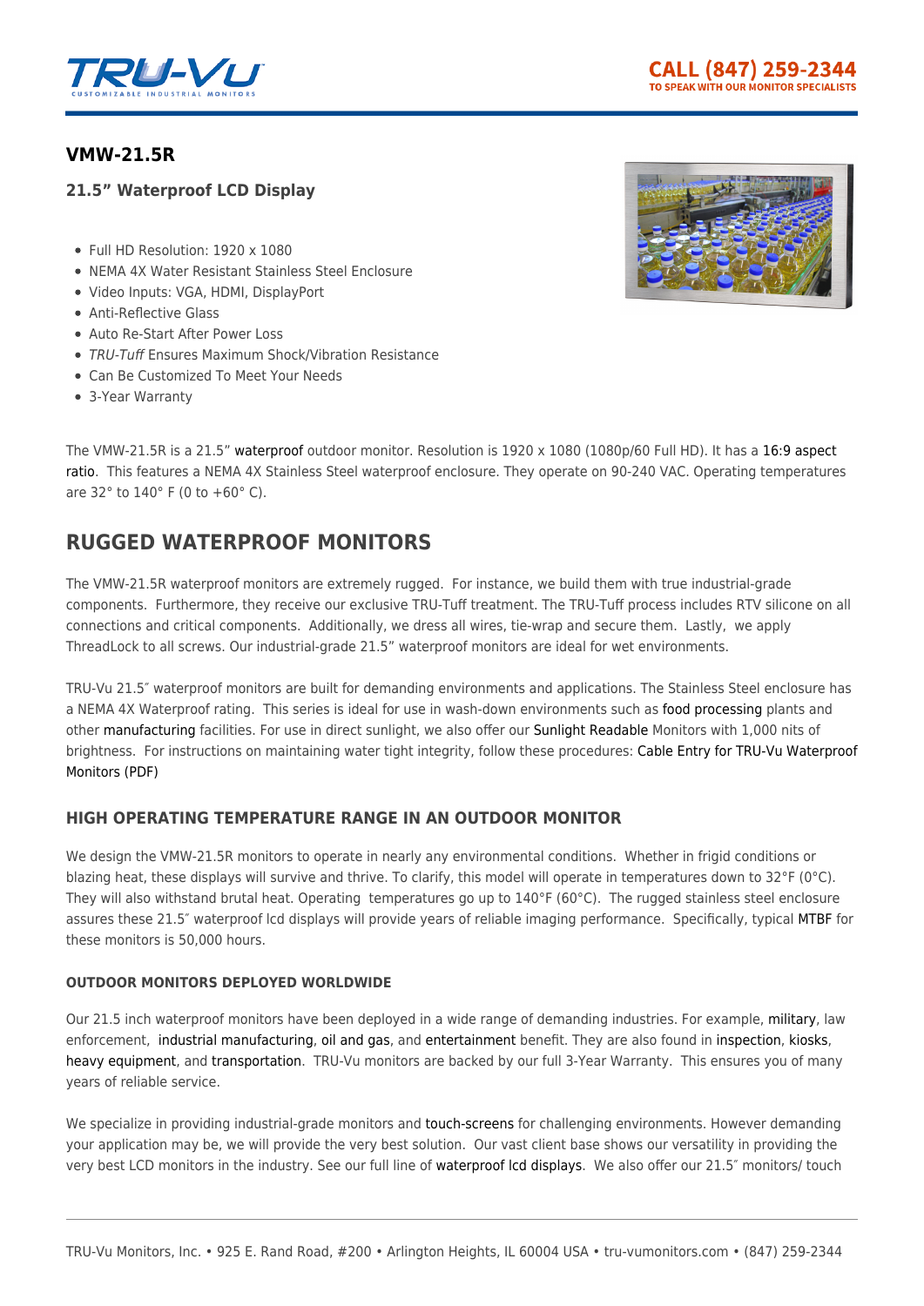## VMW-21.5R

### 21.5" Waterproof LCD Display

- Full HD Resolution: 1920 x 1080
- NEMA 4X Water Resistant Stainless Steel Enclosure
- Video Inputs: VGA, HDMI, DisplayPort
- Anti-Reflective Glass
- Auto Re-Start After Power Loss
- *TRU-Tuff* Ensures Maximum Shock/Vibration Resistance
- Can Be Customized To Meet Your Needs
- 3-Year Warranty

The VMW-21.5R is a 21.5" waterproof outdoor monitor. Resolution is 1920 x 1080 (1080p/60 Full HD). It has a 16:9 aspect ratio. This features a NEMA 4X Stainless Steel waterproof enclosure. They operate on 90-240 VAC. Operating temperatures are 32° to 140° F (0 to +60° C).

## RUGGED WATERPROOF MONITORS

The VMW-21.5R waterproof monitors are extremely rugged. For instance, we build them with true industrial-grade components. Furthermore, they receive our exclusive TRU-Tuff treatment. The TRU-Tuff process includes RTV silicone on all connections and critical components. Additionally, we dress all wires, tie-wrap and secure them. Lastly, we apply ThreadLock to all screws. Our industrial-grade 21.5" waterproof monitors are ideal for wet environments.

TRU-Vu 21.5″ waterproof monitors are built for demanding environments and applications. The Stainless Steel enclosure has a NEMA 4X Waterproof rating. This series is ideal for use in wash-down environments such as food processing plants and other manufacturing facilities. For use in direct sunlight, we also offer our Sunlight Readable Monitors with 1,000 nits of brightness. For instructions on maintaining water tight integrity, follow these procedures: Cable Entry for TRU-Vu Waterproof Monitors (PDF)

### HIGH OPERATING TEMPERATURE RANGE IN AN OUTDOOR MONITOR

We design the VMW-21.5R monitors to operate in nearly any environmental conditions. Whether in frigid conditions or blazing heat, these displays will survive and thrive. To clarify, this model will operate in temperatures down to 32°F (0°C). They will also withstand brutal heat. Operating temperatures go up to 140°F (60°C). The rugged stainless steel enclosure assures these 21.5″ waterproof lcd displays will provide years of reliable imaging performance. Specifically, typical MTBF for these monitors is 50,000 hours.

#### OUTDOOR MONITORS DEPLOYED WORLDWIDE

Our 21.5 inch waterproof monitors have been deployed in a wide range of demanding industries. For example, military, law enforcement, industrial manufacturing, oil and gas, and entertainment benefit. They are also found in inspection, kiosks, heavy equipment, and transportation. TRU-Vu monitors are backed by our full 3-Year Warranty. This ensures you of many years of reliable service.

We specialize in providing industrial-grade monitors and touch-screens for challenging environments. However demanding your application may be, we will provide the very best solution. Our vast client base shows our versatility in providing the very best LCD monitors in the industry. See our full line of waterproof lcd displays. We also offer our 21.5″ monitors/ touch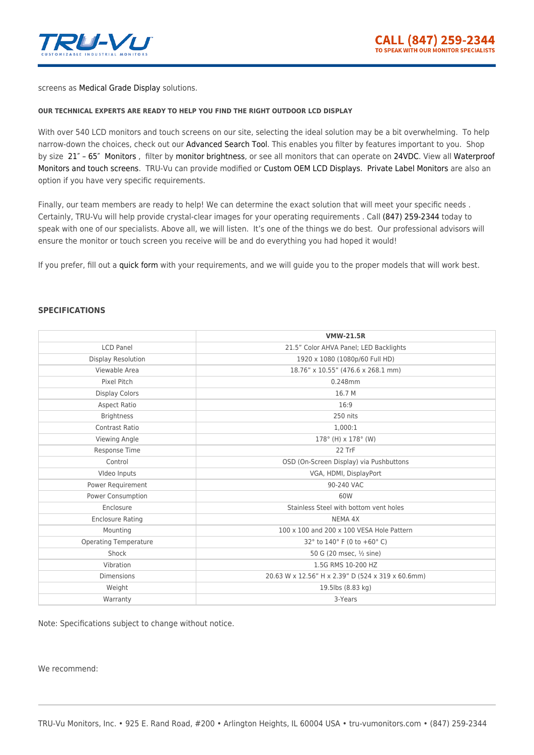screens as Medical Grade Display solutions.

#### OUR TECHNICAL EXPERTS ARE READY TO HELP YOU FIND THE RIGHT OUTDOOR LCD DISPLAY

With over 540 LCD monitors and touch screens on our site, selecting the ideal solution may be a bit overwhelming.  To help narrow-down the choices, check out our Advanced Search Tool. This enables you filter by features important to you.  Shop by size  21″ – 65″  Monitors ,  filter by monitor brightness, or see all monitors that can operate on 24VDC. View all Waterproof Monitors and touch screens.  TRU-Vu can provide modified or Custom OEM LCD Displays.  Private Label Monitors are also an option if you have very specific requirements.

Finally, our team members are ready to help! We can determine the exact solution that will meet your specific needs . Certainly, TRU-Vu will help provide crystal-clear images for your operating requirements . Call (847) 259-2344 today to speak with one of our specialists. Above all, we will listen.  It's one of the things we do best.  Our professional advisors will ensure the monitor or touch screen you receive will be and do everything you had hoped it would!

If you prefer, fill out a quick form with your requirements, and we will guide you to the proper models that will work best.

### SPECIFICATIONS

| | VMW-21.5R |
|---|---|
| LCD Panel | 21.5" Color AHVA Panel; LED Backlights |
| Display Resolution | 1920 x 1080 (1080p/60 Full HD) |
| Viewable Area | 18.76" x 10.55" (476.6 x 268.1 mm) |
| Pixel Pitch | 0.248mm |
| Display Colors | 16.7 M |
| Aspect Ratio | 16:9 |
| Brightness | 250 nits |
| Contrast Ratio | 1,000:1 |
| Viewing Angle | 178° (H) x 178° (W) |
| Response Time | 22 TrF |
| Control | OSD (On-Screen Display) via Pushbuttons |
| VIdeo Inputs | VGA, HDMI, DisplayPort |
| Power Requirement | 90-240 VAC |
| Power Consumption | 60W |
| Enclosure | Stainless Steel with bottom vent holes |
| Enclosure Rating | NEMA 4X |
| Mounting | 100 x 100 and 200 x 100 VESA Hole Pattern |
| Operating Temperature | 32° to 140° F (0 to +60° C) |
| Shock | 50 G (20 msec, ½ sine) |
| Vibration | 1.5G RMS 10-200 HZ |
| Dimensions | 20.63 W x 12.56" H x 2.39" D (524 x 319 x 60.6mm) |
| Weight | 19.5lbs (8.83 kg) |
| Warranty | 3-Years |

Note: Specifications subject to change without notice.

We recommend: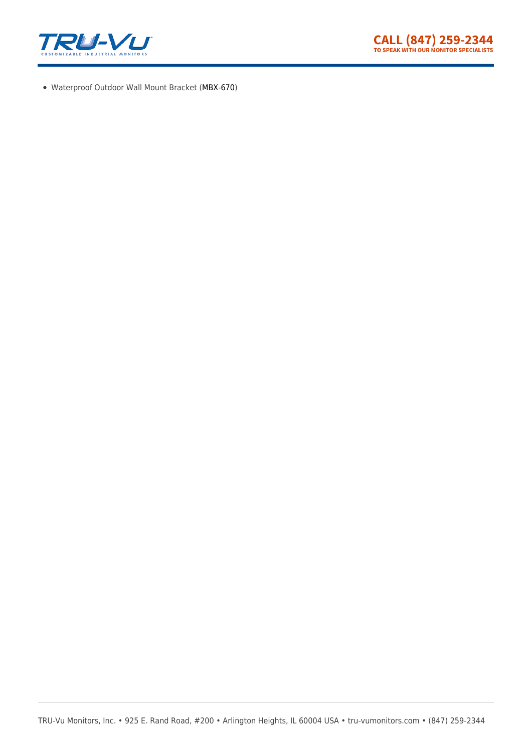- Waterproof Outdoor Wall Mount Bracket (MBX-670)